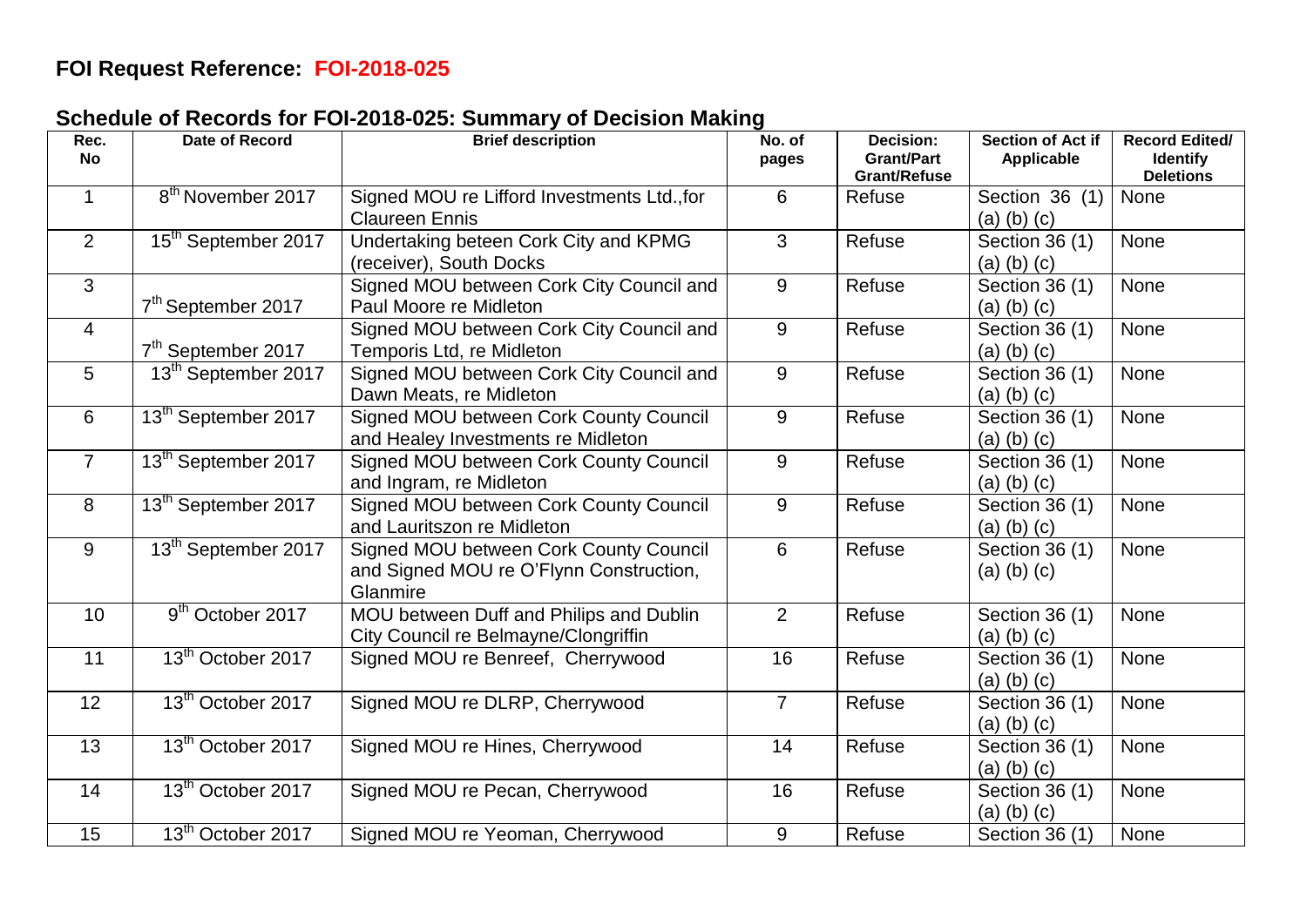## FOI Request Reference: FOI-2018-025

### Schedule of Records for FOI-2018-025: Summary of Decision Making

| Rec. No | Date of Record | Brief description | No. of pages | Decision: Grant/Part Grant/Refuse | Section of Act if Applicable | Record Edited/ Identify Deletions |
|---|---|---|---|---|---|---|
| 1 | 8th November 2017 | Signed MOU re Lifford Investments Ltd.,for Claureen Ennis | 6 | Refuse | Section 36 (1) (a) (b) (c) | None |
| 2 | 15th September 2017 | Undertaking beteen Cork City and KPMG (receiver), South Docks | 3 | Refuse | Section 36 (1) (a) (b) (c) | None |
| 3 | 7th September 2017 | Signed MOU between Cork City Council and Paul Moore re Midleton | 9 | Refuse | Section 36 (1) (a) (b) (c) | None |
| 4 | 7th September 2017 | Signed MOU between Cork City Council and Temporis Ltd, re Midleton | 9 | Refuse | Section 36 (1) (a) (b) (c) | None |
| 5 | 13th September 2017 | Signed MOU between Cork City Council and Dawn Meats, re Midleton | 9 | Refuse | Section 36 (1) (a) (b) (c) | None |
| 6 | 13th September 2017 | Signed MOU between Cork County Council and Healey Investments re Midleton | 9 | Refuse | Section 36 (1) (a) (b) (c) | None |
| 7 | 13th September 2017 | Signed MOU between Cork County Council and Ingram, re Midleton | 9 | Refuse | Section 36 (1) (a) (b) (c) | None |
| 8 | 13th September 2017 | Signed MOU between Cork County Council and Lauritszon re Midleton | 9 | Refuse | Section 36 (1) (a) (b) (c) | None |
| 9 | 13th September 2017 | Signed MOU between Cork County Council and Signed MOU re O'Flynn Construction, Glanmire | 6 | Refuse | Section 36 (1) (a) (b) (c) | None |
| 10 | 9th October 2017 | MOU between Duff and Philips and Dublin City Council re Belmayne/Clongriffin | 2 | Refuse | Section 36 (1) (a) (b) (c) | None |
| 11 | 13th October 2017 | Signed MOU re Benreef, Cherrywood | 16 | Refuse | Section 36 (1) (a) (b) (c) | None |
| 12 | 13th October 2017 | Signed MOU re DLRP, Cherrywood | 7 | Refuse | Section 36 (1) (a) (b) (c) | None |
| 13 | 13th October 2017 | Signed MOU re Hines, Cherrywood | 14 | Refuse | Section 36 (1) (a) (b) (c) | None |
| 14 | 13th October 2017 | Signed MOU re Pecan, Cherrywood | 16 | Refuse | Section 36 (1) (a) (b) (c) | None |
| 15 | 13th October 2017 | Signed MOU re Yeoman, Cherrywood | 9 | Refuse | Section 36 (1) | None |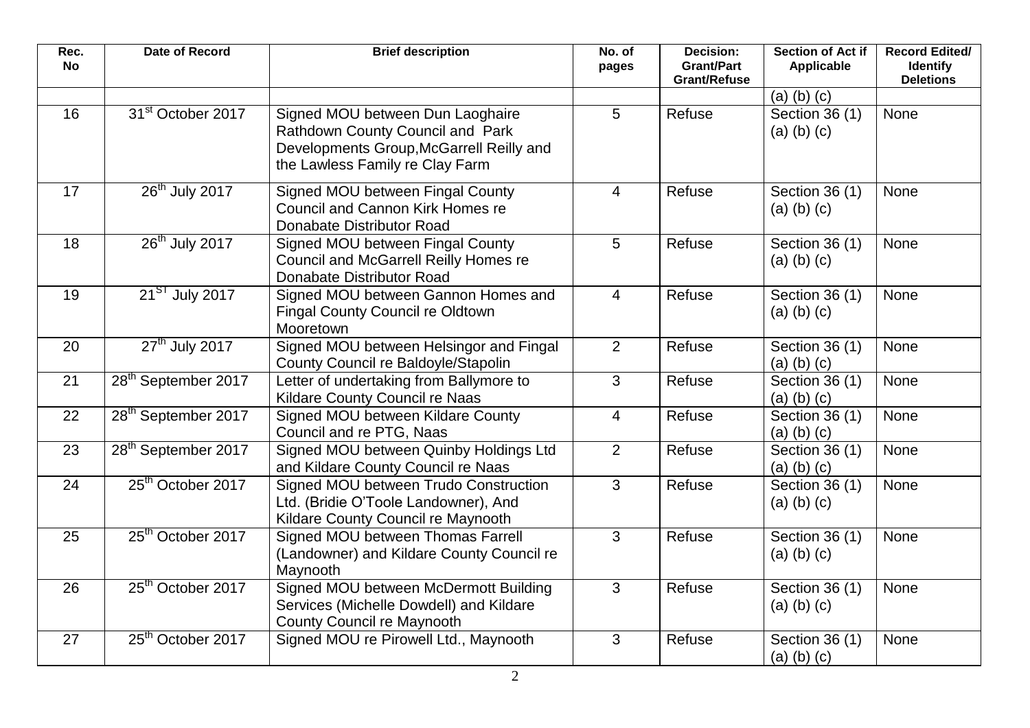| Rec. No | Date of Record | Brief description | No. of pages | Decision: Grant/Part Grant/Refuse | Section of Act if Applicable | Record Edited/ Identify Deletions |
|---|---|---|---|---|---|---|
| | | | | | (a) (b) (c) | |
| 16 | 31st October 2017 | Signed MOU between Dun Laoghaire Rathdown County Council and Park Developments Group,McGarrell Reilly and the Lawless Family re Clay Farm | 5 | Refuse | Section 36 (1) (a) (b) (c) | None |
| 17 | 26th July 2017 | Signed MOU between Fingal County Council and Cannon Kirk Homes re Donabate Distributor Road | 4 | Refuse | Section 36 (1) (a) (b) (c) | None |
| 18 | 26th July 2017 | Signed MOU between Fingal County Council and McGarrell Reilly Homes re Donabate Distributor Road | 5 | Refuse | Section 36 (1) (a) (b) (c) | None |
| 19 | 21ST July 2017 | Signed MOU between Gannon Homes and Fingal County Council re Oldtown Mooretown | 4 | Refuse | Section 36 (1) (a) (b) (c) | None |
| 20 | 27th July 2017 | Signed MOU between Helsingor and Fingal County Council re Baldoyle/Stapolin | 2 | Refuse | Section 36 (1) (a) (b) (c) | None |
| 21 | 28th September 2017 | Letter of undertaking from Ballymore to Kildare County Council re Naas | 3 | Refuse | Section 36 (1) (a) (b) (c) | None |
| 22 | 28th September 2017 | Signed MOU between Kildare County Council and re PTG, Naas | 4 | Refuse | Section 36 (1) (a) (b) (c) | None |
| 23 | 28th September 2017 | Signed MOU between Quinby Holdings Ltd and Kildare County Council re Naas | 2 | Refuse | Section 36 (1) (a) (b) (c) | None |
| 24 | 25th October 2017 | Signed MOU between Trudo Construction Ltd. (Bridie O'Toole Landowner), And Kildare County Council re Maynooth | 3 | Refuse | Section 36 (1) (a) (b) (c) | None |
| 25 | 25th October 2017 | Signed MOU between Thomas Farrell (Landowner) and Kildare County Council re Maynooth | 3 | Refuse | Section 36 (1) (a) (b) (c) | None |
| 26 | 25th October 2017 | Signed MOU between McDermott Building Services (Michelle Dowdell) and Kildare County Council re Maynooth | 3 | Refuse | Section 36 (1) (a) (b) (c) | None |
| 27 | 25th October 2017 | Signed MOU re Pirowell Ltd., Maynooth | 3 | Refuse | Section 36 (1) (a) (b) (c) | None |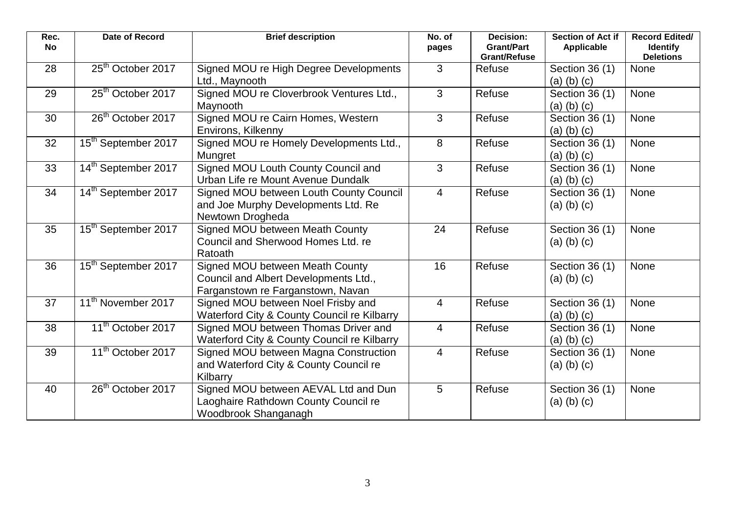| Rec. No | Date of Record | Brief description | No. of pages | Decision: Grant/Part Grant/Refuse | Section of Act if Applicable | Record Edited/ Identify Deletions |
|---|---|---|---|---|---|---|
| 28 | 25th October 2017 | Signed MOU re High Degree Developments Ltd., Maynooth | 3 | Refuse | Section 36 (1) (a) (b) (c) | None |
| 29 | 25th October 2017 | Signed MOU re Cloverbrook Ventures Ltd., Maynooth | 3 | Refuse | Section 36 (1) (a) (b) (c) | None |
| 30 | 26th October 2017 | Signed MOU re Cairn Homes, Western Environs, Kilkenny | 3 | Refuse | Section 36 (1) (a) (b) (c) | None |
| 32 | 15th September 2017 | Signed MOU re Homely Developments Ltd., Mungret | 8 | Refuse | Section 36 (1) (a) (b) (c) | None |
| 33 | 14th September 2017 | Signed MOU Louth County Council and Urban Life re Mount Avenue Dundalk | 3 | Refuse | Section 36 (1) (a) (b) (c) | None |
| 34 | 14th September 2017 | Signed MOU between Louth County Council and Joe Murphy Developments Ltd. Re Newtown Drogheda | 4 | Refuse | Section 36 (1) (a) (b) (c) | None |
| 35 | 15th September 2017 | Signed MOU between Meath County Council and Sherwood Homes Ltd. re Ratoath | 24 | Refuse | Section 36 (1) (a) (b) (c) | None |
| 36 | 15th September 2017 | Signed MOU between Meath County Council and Albert Developments Ltd., Farganstown re Farganstown, Navan | 16 | Refuse | Section 36 (1) (a) (b) (c) | None |
| 37 | 11th November 2017 | Signed MOU between Noel Frisby and Waterford City & County Council re Kilbarry | 4 | Refuse | Section 36 (1) (a) (b) (c) | None |
| 38 | 11th October 2017 | Signed MOU between Thomas Driver and Waterford City & County Council re Kilbarry | 4 | Refuse | Section 36 (1) (a) (b) (c) | None |
| 39 | 11th October 2017 | Signed MOU between Magna Construction and Waterford City & County Council re Kilbarry | 4 | Refuse | Section 36 (1) (a) (b) (c) | None |
| 40 | 26th October 2017 | Signed MOU between AEVAL Ltd and Dun Laoghaire Rathdown County Council re Woodbrook Shanganagh | 5 | Refuse | Section 36 (1) (a) (b) (c) | None |